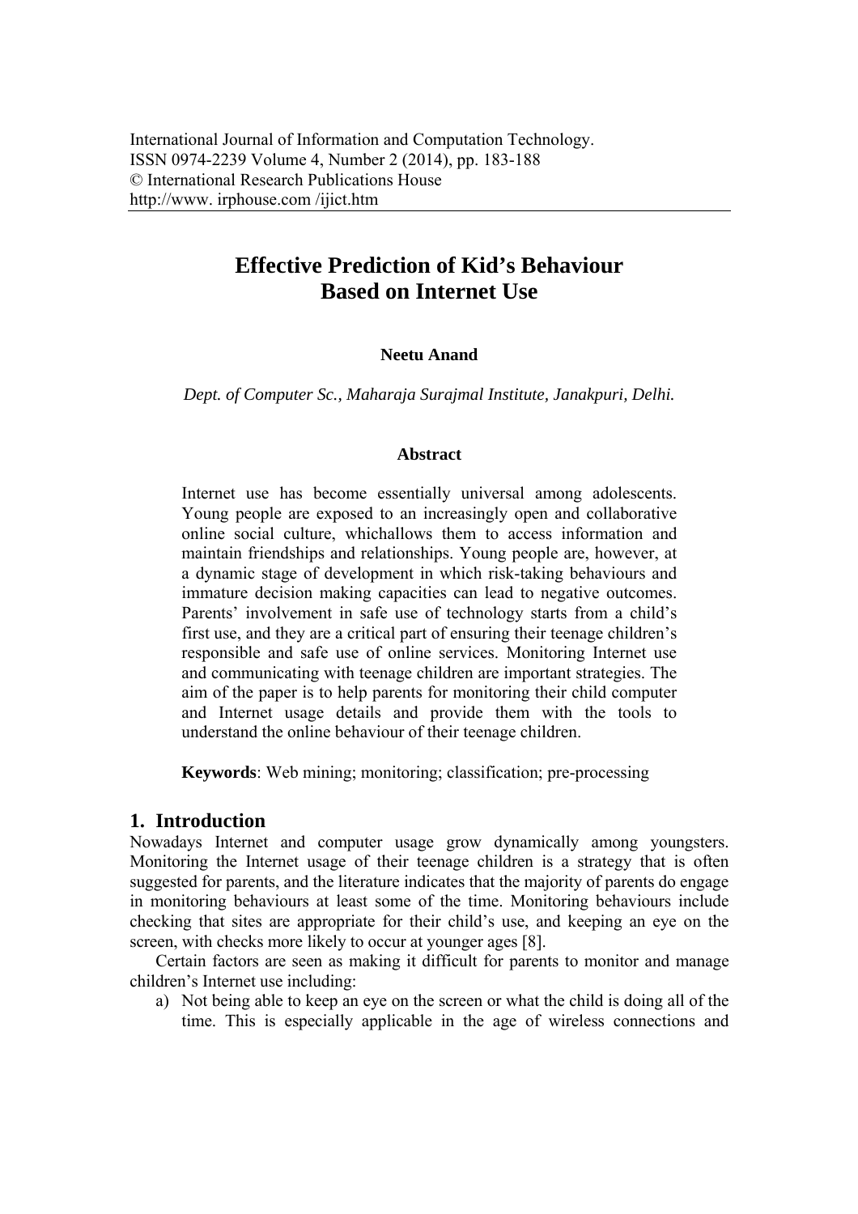International Journal of Information and Computation Technology.
ISSN 0974-2239 Volume 4, Number 2 (2014), pp. 183-188
© International Research Publications House
http://www. irphouse.com /ijict.htm

# Effective Prediction of Kid's Behaviour Based on Internet Use

**Neetu Anand**

*Dept. of Computer Sc., Maharaja Surajmal Institute, Janakpuri, Delhi.*

### Abstract

Internet use has become essentially universal among adolescents. Young people are exposed to an increasingly open and collaborative online social culture, whichallows them to access information and maintain friendships and relationships. Young people are, however, at a dynamic stage of development in which risk-taking behaviours and immature decision making capacities can lead to negative outcomes. Parents' involvement in safe use of technology starts from a child's first use, and they are a critical part of ensuring their teenage children's responsible and safe use of online services. Monitoring Internet use and communicating with teenage children are important strategies. The aim of the paper is to help parents for monitoring their child computer and Internet usage details and provide them with the tools to understand the online behaviour of their teenage children.

**Keywords**: Web mining; monitoring; classification; pre-processing

## 1. Introduction

Nowadays Internet and computer usage grow dynamically among youngsters. Monitoring the Internet usage of their teenage children is a strategy that is often suggested for parents, and the literature indicates that the majority of parents do engage in monitoring behaviours at least some of the time. Monitoring behaviours include checking that sites are appropriate for their child's use, and keeping an eye on the screen, with checks more likely to occur at younger ages [8].

Certain factors are seen as making it difficult for parents to monitor and manage children's Internet use including:

a) Not being able to keep an eye on the screen or what the child is doing all of the time. This is especially applicable in the age of wireless connections and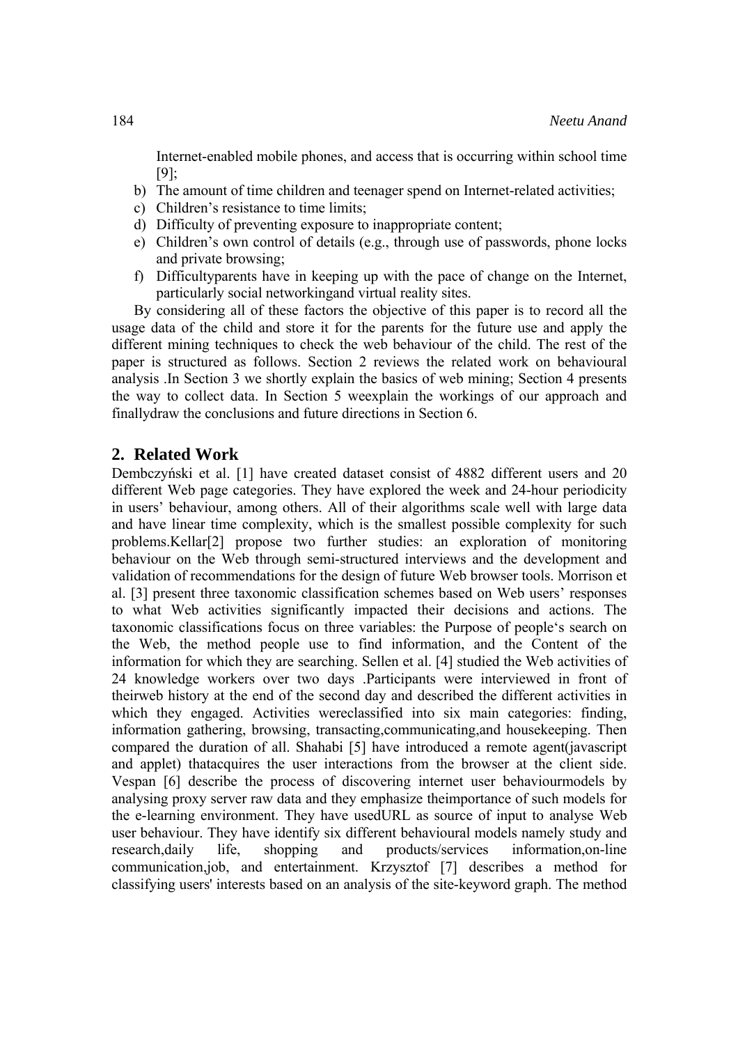Internet-enabled mobile phones, and access that is occurring within school time [9];

b) The amount of time children and teenager spend on Internet-related activities;
c) Children's resistance to time limits;
d) Difficulty of preventing exposure to inappropriate content;
e) Children's own control of details (e.g., through use of passwords, phone locks and private browsing;
f) Difficultyparents have in keeping up with the pace of change on the Internet, particularly social networkingand virtual reality sites.

By considering all of these factors the objective of this paper is to record all the usage data of the child and store it for the parents for the future use and apply the different mining techniques to check the web behaviour of the child. The rest of the paper is structured as follows. Section 2 reviews the related work on behavioural analysis .In Section 3 we shortly explain the basics of web mining; Section 4 presents the way to collect data. In Section 5 weexplain the workings of our approach and finallydraw the conclusions and future directions in Section 6.

## 2. Related Work

Dembczyński et al. [1] have created dataset consist of 4882 different users and 20 different Web page categories. They have explored the week and 24-hour periodicity in users' behaviour, among others. All of their algorithms scale well with large data and have linear time complexity, which is the smallest possible complexity for such problems.Kellar[2] propose two further studies: an exploration of monitoring behaviour on the Web through semi-structured interviews and the development and validation of recommendations for the design of future Web browser tools. Morrison et al. [3] present three taxonomic classification schemes based on Web users' responses to what Web activities significantly impacted their decisions and actions. The taxonomic classifications focus on three variables: the Purpose of people's search on the Web, the method people use to find information, and the Content of the information for which they are searching. Sellen et al. [4] studied the Web activities of 24 knowledge workers over two days .Participants were interviewed in front of theirweb history at the end of the second day and described the different activities in which they engaged. Activities wereclassified into six main categories: finding, information gathering, browsing, transacting,communicating,and housekeeping. Then compared the duration of all. Shahabi [5] have introduced a remote agent(javascript and applet) thatacquires the user interactions from the browser at the client side. Vespan [6] describe the process of discovering internet user behaviourmodels by analysing proxy server raw data and they emphasize theimportance of such models for the e-learning environment. They have usedURL as source of input to analyse Web user behaviour. They have identify six different behavioural models namely study and research,daily life, shopping and products/services information,on-line communication,job, and entertainment. Krzysztof [7] describes a method for classifying users' interests based on an analysis of the site-keyword graph. The method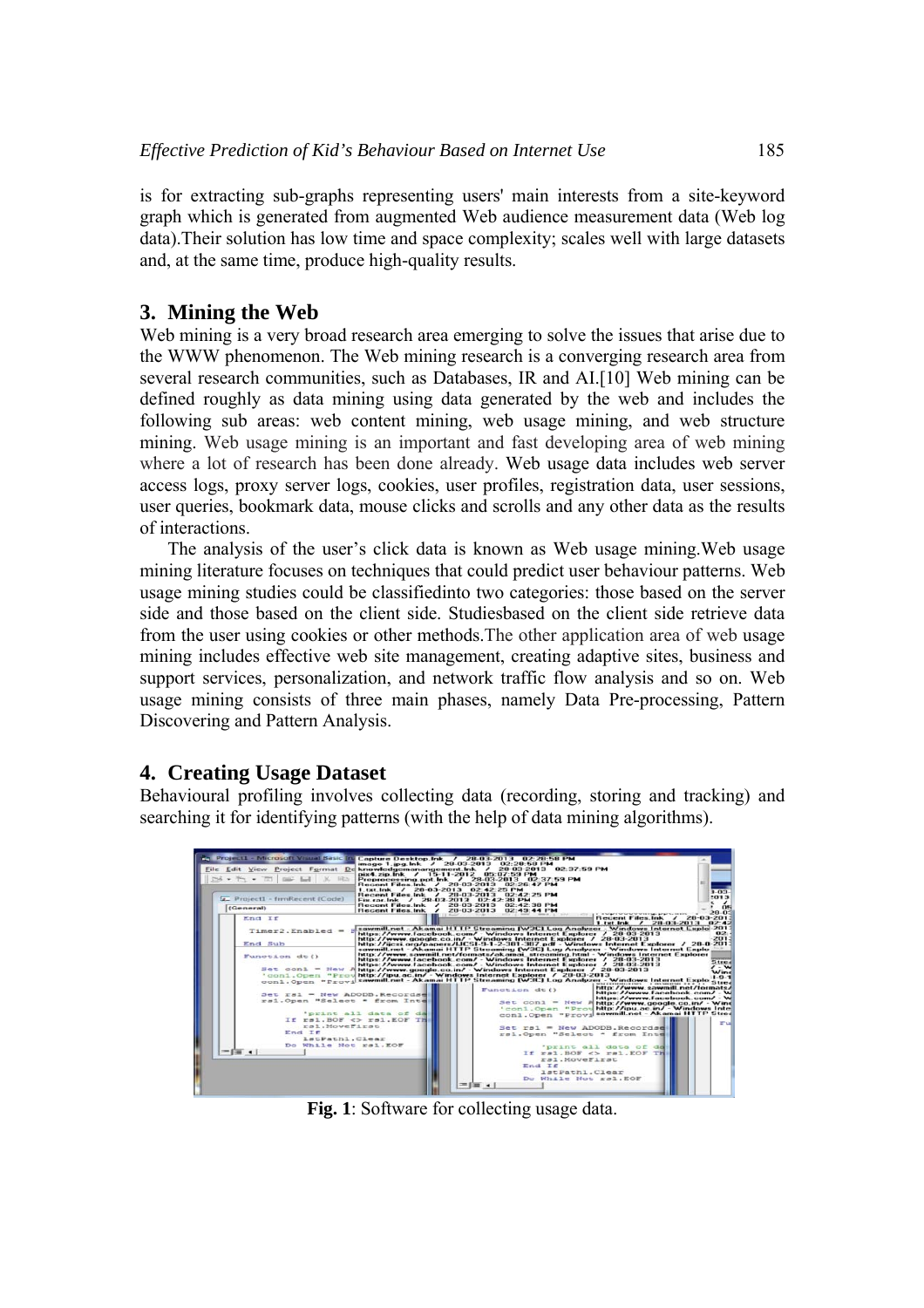is for extracting sub-graphs representing users' main interests from a site-keyword graph which is generated from augmented Web audience measurement data (Web log data).Their solution has low time and space complexity; scales well with large datasets and, at the same time, produce high-quality results.

## 3. Mining the Web

Web mining is a very broad research area emerging to solve the issues that arise due to the WWW phenomenon. The Web mining research is a converging research area from several research communities, such as Databases, IR and AI.[10] Web mining can be defined roughly as data mining using data generated by the web and includes the following sub areas: web content mining, web usage mining, and web structure mining. Web usage mining is an important and fast developing area of web mining where a lot of research has been done already. Web usage data includes web server access logs, proxy server logs, cookies, user profiles, registration data, user sessions, user queries, bookmark data, mouse clicks and scrolls and any other data as the results of interactions.

The analysis of the user's click data is known as Web usage mining.Web usage mining literature focuses on techniques that could predict user behaviour patterns. Web usage mining studies could be classifiedinto two categories: those based on the server side and those based on the client side. Studiesbased on the client side retrieve data from the user using cookies or other methods.The other application area of web usage mining includes effective web site management, creating adaptive sites, business and support services, personalization, and network traffic flow analysis and so on. Web usage mining consists of three main phases, namely Data Pre-processing, Pattern Discovering and Pattern Analysis.

## 4. Creating Usage Dataset

Behavioural profiling involves collecting data (recording, storing and tracking) and searching it for identifying patterns (with the help of data mining algorithms).

**Fig. 1**: Software for collecting usage data.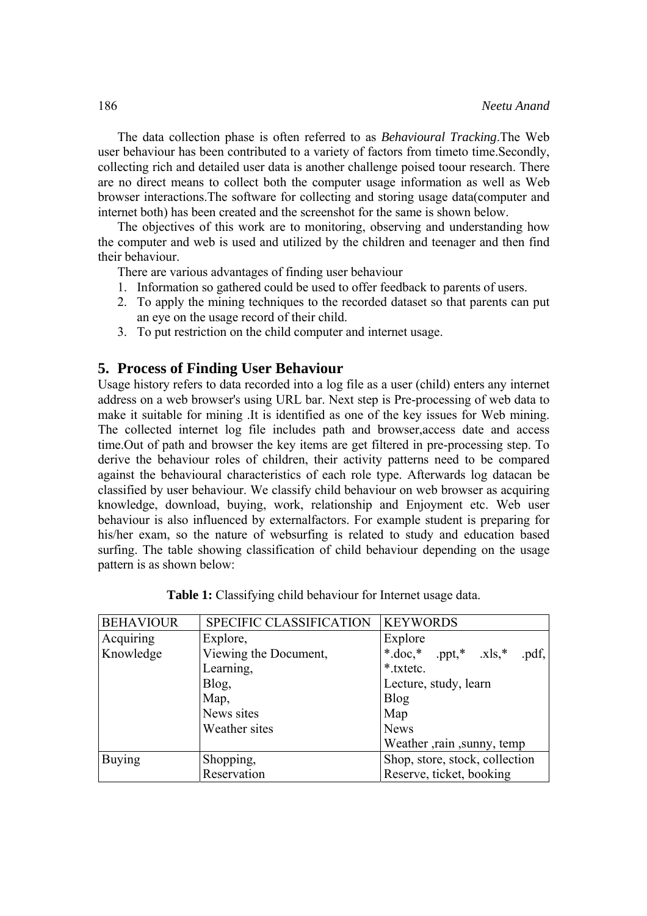The data collection phase is often referred to as *Behavioural Tracking*.The Web user behaviour has been contributed to a variety of factors from timeto time.Secondly, collecting rich and detailed user data is another challenge poised toour research. There are no direct means to collect both the computer usage information as well as Web browser interactions.The software for collecting and storing usage data(computer and internet both) has been created and the screenshot for the same is shown below.

The objectives of this work are to monitoring, observing and understanding how the computer and web is used and utilized by the children and teenager and then find their behaviour.

There are various advantages of finding user behaviour

1. Information so gathered could be used to offer feedback to parents of users.
2. To apply the mining techniques to the recorded dataset so that parents can put an eye on the usage record of their child.
3. To put restriction on the child computer and internet usage.

## 5. Process of Finding User Behaviour

Usage history refers to data recorded into a log file as a user (child) enters any internet address on a web browser's using URL bar. Next step is Pre-processing of web data to make it suitable for mining .It is identified as one of the key issues for Web mining. The collected internet log file includes path and browser,access date and access time.Out of path and browser the key items are get filtered in pre-processing step. To derive the behaviour roles of children, their activity patterns need to be compared against the behavioural characteristics of each role type. Afterwards log datacan be classified by user behaviour. We classify child behaviour on web browser as acquiring knowledge, download, buying, work, relationship and Enjoyment etc. Web user behaviour is also influenced by externalfactors. For example student is preparing for his/her exam, so the nature of websurfing is related to study and education based surfing. The table showing classification of child behaviour depending on the usage pattern is as shown below:

**Table 1:** Classifying child behaviour for Internet usage data.

| BEHAVIOUR | SPECIFIC CLASSIFICATION | KEYWORDS |
|---|---|---|
| Acquiring Knowledge | Explore,<br>Viewing the Document,<br>Learning,<br>Blog,<br>Map,<br>News sites<br>Weather sites | Explore<br>*.doc,* .ppt,* .xls,* .pdf, *.txtetc.<br>Lecture, study, learn<br>Blog<br>Map<br>News<br>Weather ,rain ,sunny, temp |
| Buying | Shopping,<br>Reservation | Shop, store, stock, collection<br>Reserve, ticket, booking |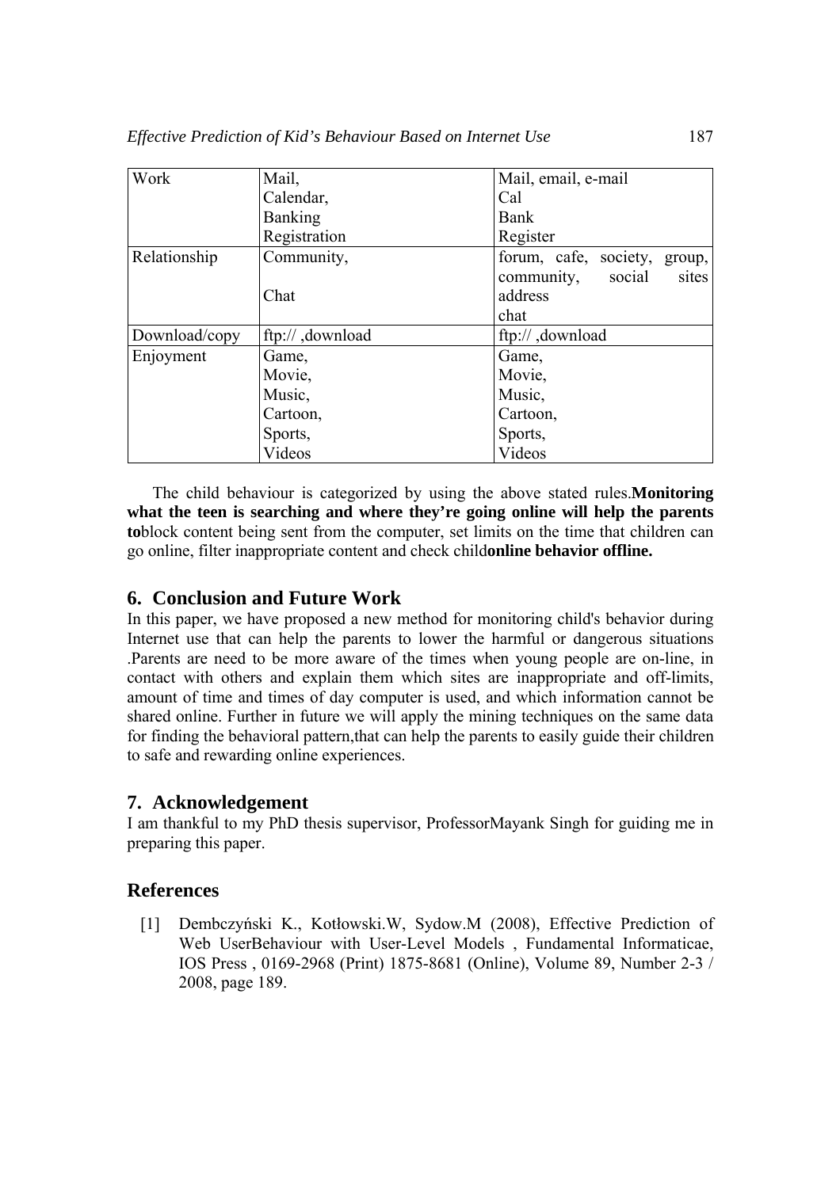| | | |
|---|---|---|
| Work | Mail,<br>Calendar,<br>Banking<br>Registration | Mail, email, e-mail<br>Cal<br>Bank<br>Register |
| Relationship | Community,<br><br>Chat | forum, cafe, society, group, community, social sites address<br>chat |
| Download/copy | ftp:// ,download | ftp:// ,download |
| Enjoyment | Game,<br>Movie,<br>Music,<br>Cartoon,<br>Sports,<br>Videos | Game,<br>Movie,<br>Music,<br>Cartoon,<br>Sports,<br>Videos |

The child behaviour is categorized by using the above stated rules.**Monitoring what the teen is searching and where they're going online will help the parents to**block content being sent from the computer, set limits on the time that children can go online, filter inappropriate content and check child**online behavior offline.**

## 6. Conclusion and Future Work

In this paper, we have proposed a new method for monitoring child's behavior during Internet use that can help the parents to lower the harmful or dangerous situations .Parents are need to be more aware of the times when young people are on-line, in contact with others and explain them which sites are inappropriate and off-limits, amount of time and times of day computer is used, and which information cannot be shared online. Further in future we will apply the mining techniques on the same data for finding the behavioral pattern,that can help the parents to easily guide their children to safe and rewarding online experiences.

## 7. Acknowledgement

I am thankful to my PhD thesis supervisor, ProfessorMayank Singh for guiding me in preparing this paper.

## References

[1] Dembczyński K., Kotłowski.W, Sydow.M (2008), Effective Prediction of Web UserBehaviour with User-Level Models , Fundamental Informaticae, IOS Press , 0169-2968 (Print) 1875-8681 (Online), Volume 89, Number 2-3 / 2008, page 189.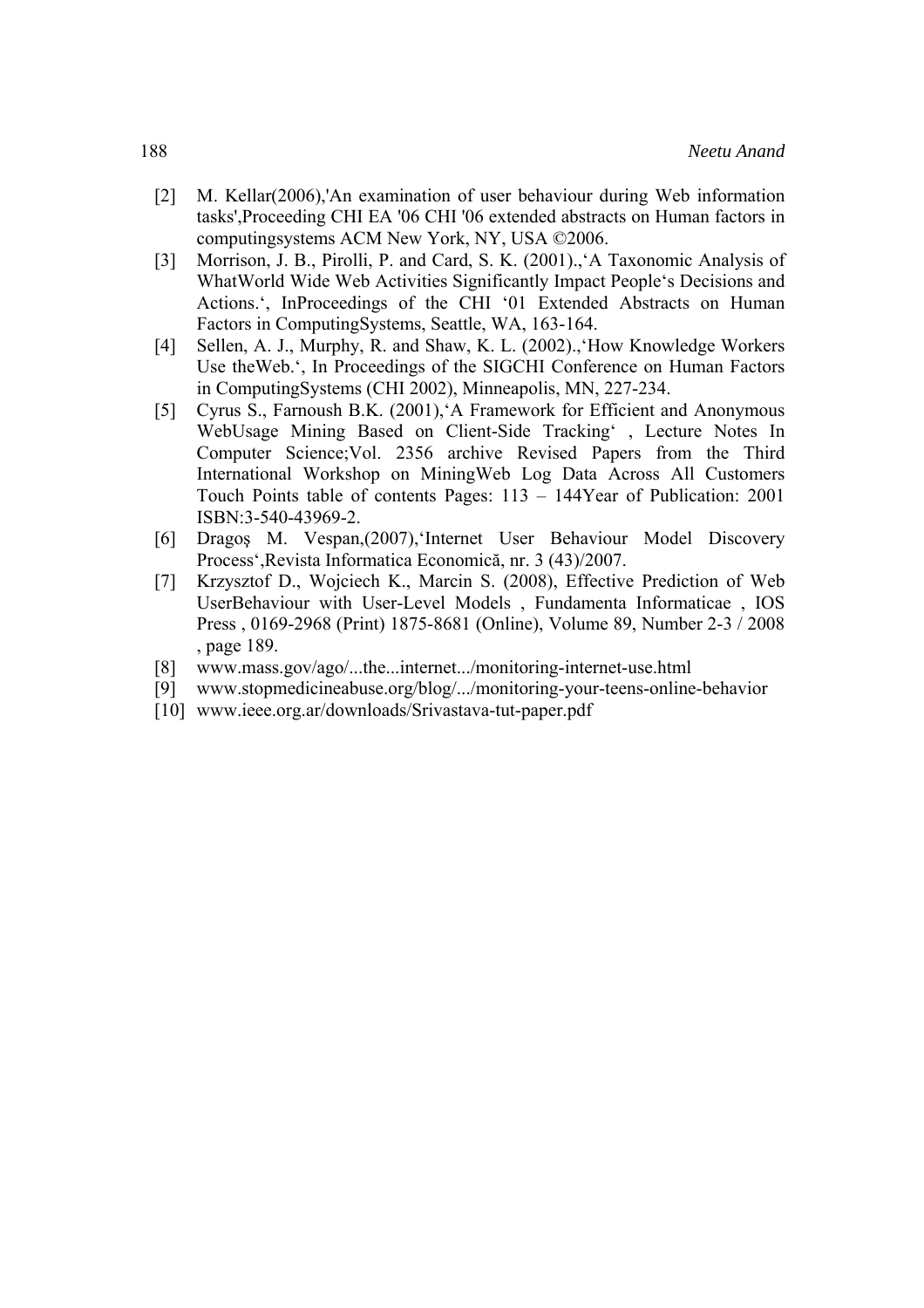[2] M. Kellar(2006),'An examination of user behaviour during Web information tasks',Proceeding CHI EA '06 CHI '06 extended abstracts on Human factors in computingsystems ACM New York, NY, USA ©2006.

[3] Morrison, J. B., Pirolli, P. and Card, S. K. (2001).,'A Taxonomic Analysis of WhatWorld Wide Web Activities Significantly Impact People's Decisions and Actions.', InProceedings of the CHI '01 Extended Abstracts on Human Factors in ComputingSystems, Seattle, WA, 163-164.

[4] Sellen, A. J., Murphy, R. and Shaw, K. L. (2002).,'How Knowledge Workers Use theWeb.', In Proceedings of the SIGCHI Conference on Human Factors in ComputingSystems (CHI 2002), Minneapolis, MN, 227-234.

[5] Cyrus S., Farnoush B.K. (2001),'A Framework for Efficient and Anonymous WebUsage Mining Based on Client-Side Tracking' , Lecture Notes In Computer Science;Vol. 2356 archive Revised Papers from the Third International Workshop on MiningWeb Log Data Across All Customers Touch Points table of contents Pages: 113 – 144Year of Publication: 2001 ISBN:3-540-43969-2.

[6] Dragoş M. Vespan,(2007),'Internet User Behaviour Model Discovery Process',Revista Informatica Economică, nr. 3 (43)/2007.

[7] Krzysztof D., Wojciech K., Marcin S. (2008), Effective Prediction of Web UserBehaviour with User-Level Models , Fundamenta Informaticae , IOS Press , 0169-2968 (Print) 1875-8681 (Online), Volume 89, Number 2-3 / 2008 , page 189.

[8] www.mass.gov/ago/...the...internet.../monitoring-internet-use.html

[9] www.stopmedicineabuse.org/blog/.../monitoring-your-teens-online-behavior

[10] www.ieee.org.ar/downloads/Srivastava-tut-paper.pdf